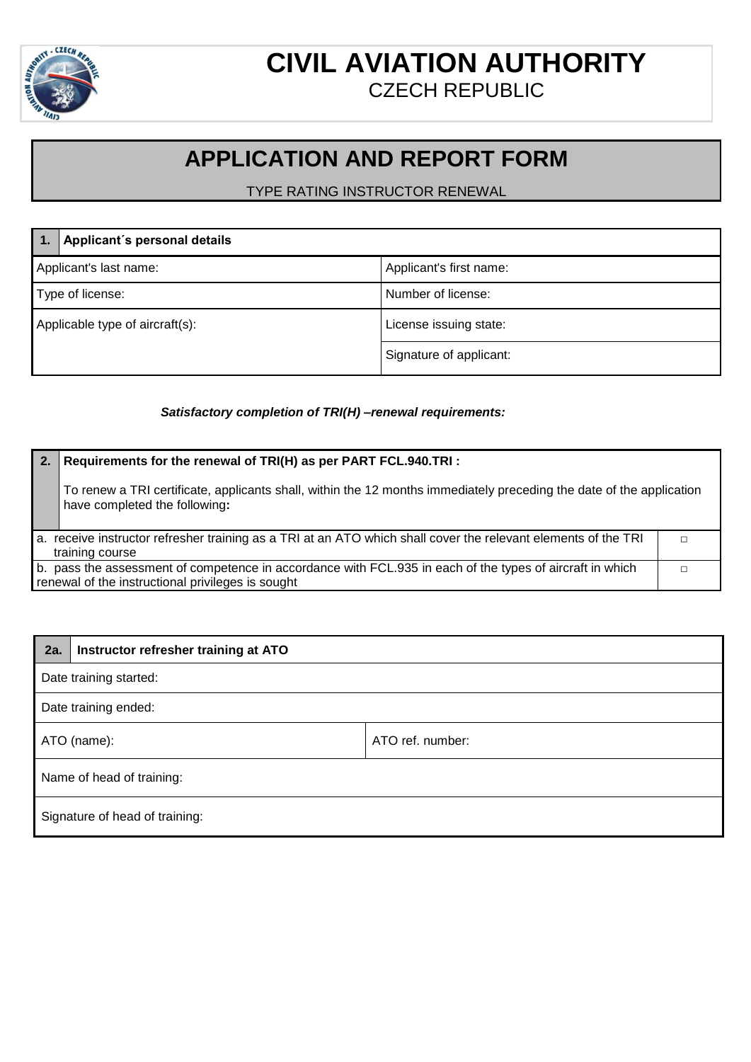# CIVIL AVIATION AUTHORITY
CZECH REPUBLIC

## APPLICATION AND REPORT FORM

TYPE RATING INSTRUCTOR RENEWAL

| 1. Applicant´s personal details | |
|---|---|
| Applicant's last name: | Applicant's first name: |
| Type of license: | Number of license: |
| Applicable type of aircraft(s): | License issuing state: |
| | Signature of applicant: |

***Satisfactory completion of TRI(H) –renewal requirements:***

| 2. Requirements for the renewal of TRI(H) as per PART FCL.940.TRI : To renew a TRI certificate, applicants shall, within the 12 months immediately preceding the date of the application have completed the following**:** | |
|---|---|
| a. receive instructor refresher training as a TRI at an ATO which shall cover the relevant elements of the TRI training course | □ |
| b. pass the assessment of competence in accordance with FCL.935 in each of the types of aircraft in which renewal of the instructional privileges is sought | □ |

| 2a. Instructor refresher training at ATO | |
|---|---|
| Date training started: | |
| Date training ended: | |
| ATO (name): | ATO ref. number: |
| Name of head of training: | |
| Signature of head of training: | |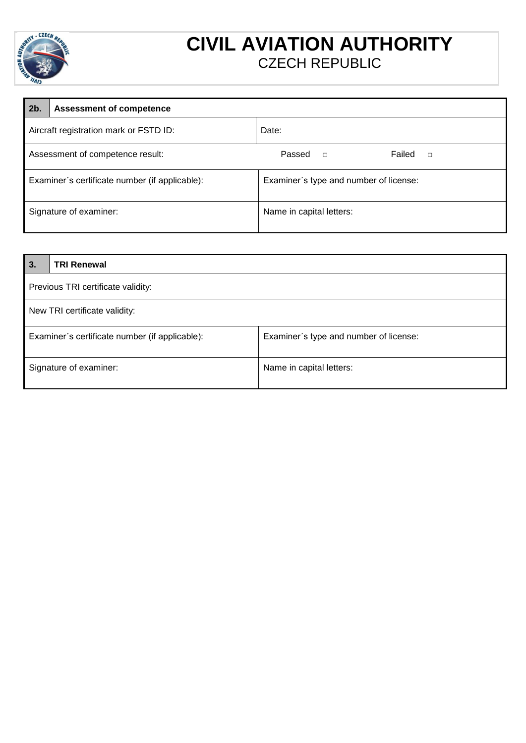# CIVIL AVIATION AUTHORITY
CZECH REPUBLIC

| **2b.** | **Assessment of competence** | | |
| --- | --- | --- | --- |
| Aircraft registration mark or FSTD ID: | | Date: | |
| Assessment of competence result: | | Passed □ | Failed □ |
| Examiner´s certificate number (if applicable): | | Examiner´s type and number of license: | |
| Signature of examiner: | | Name in capital letters: | |

| **3.** | **TRI Renewal** | |
| --- | --- | --- |
| Previous TRI certificate validity: | | |
| New TRI certificate validity: | | |
| Examiner´s certificate number (if applicable): | | Examiner´s type and number of license: |
| Signature of examiner: | | Name in capital letters: |